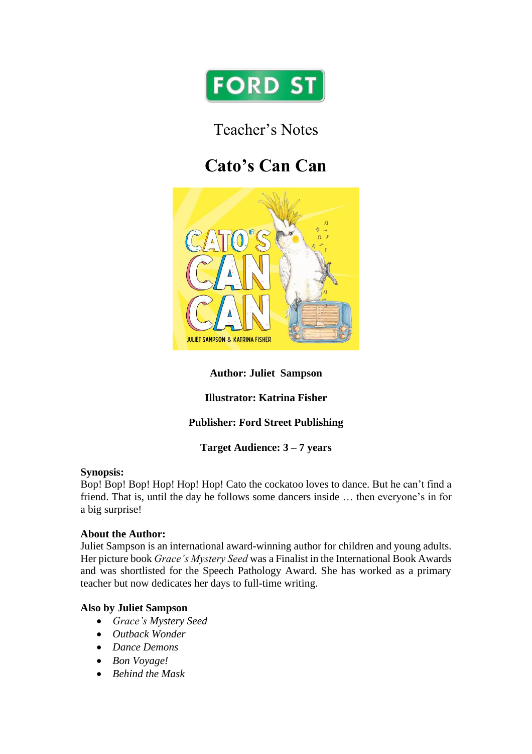FORD ST

Teacher's Notes

# Cato's Can Can

**Author: Juliet Sampson**

**Illustrator: Katrina Fisher**

**Publisher: Ford Street Publishing**

**Target Audience: 3 – 7 years**

**Synopsis:**
Bop! Bop! Bop! Hop! Hop! Hop! Cato the cockatoo loves to dance. But he can't find a friend. That is, until the day he follows some dancers inside … then everyone's in for a big surprise!

**About the Author:**
Juliet Sampson is an international award-winning author for children and young adults. Her picture book *Grace's Mystery Seed* was a Finalist in the International Book Awards and was shortlisted for the Speech Pathology Award. She has worked as a primary teacher but now dedicates her days to full-time writing.

**Also by Juliet Sampson**

- *Grace's Mystery Seed*
- *Outback Wonder*
- *Dance Demons*
- *Bon Voyage!*
- *Behind the Mask*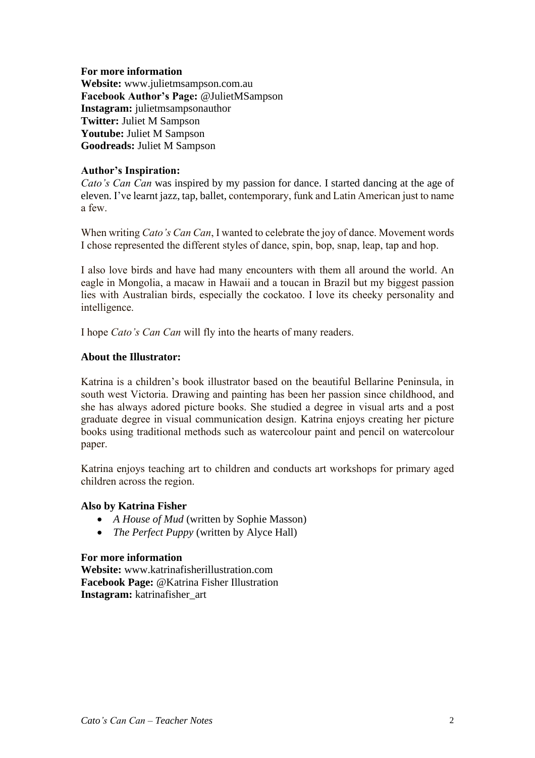**For more information**
**Website:** www.julietmsampson.com.au
**Facebook Author's Page:** @JulietMSampson
**Instagram:** julietmsampsonauthor
**Twitter:** Juliet M Sampson
**Youtube:** Juliet M Sampson
**Goodreads:** Juliet M Sampson

**Author's Inspiration:**
*Cato's Can Can* was inspired by my passion for dance. I started dancing at the age of eleven. I've learnt jazz, tap, ballet, contemporary, funk and Latin American just to name a few.

When writing *Cato's Can Can*, I wanted to celebrate the joy of dance. Movement words I chose represented the different styles of dance, spin, bop, snap, leap, tap and hop.

I also love birds and have had many encounters with them all around the world. An eagle in Mongolia, a macaw in Hawaii and a toucan in Brazil but my biggest passion lies with Australian birds, especially the cockatoo. I love its cheeky personality and intelligence.

I hope *Cato's Can Can* will fly into the hearts of many readers.

**About the Illustrator:**

Katrina is a children's book illustrator based on the beautiful Bellarine Peninsula, in south west Victoria. Drawing and painting has been her passion since childhood, and she has always adored picture books. She studied a degree in visual arts and a post graduate degree in visual communication design. Katrina enjoys creating her picture books using traditional methods such as watercolour paint and pencil on watercolour paper.

Katrina enjoys teaching art to children and conducts art workshops for primary aged children across the region.

**Also by Katrina Fisher**

- *A House of Mud* (written by Sophie Masson)
- *The Perfect Puppy* (written by Alyce Hall)

**For more information**
**Website:** www.katrinafisherillustration.com
**Facebook Page:** @Katrina Fisher Illustration
**Instagram:** katrinafisher_art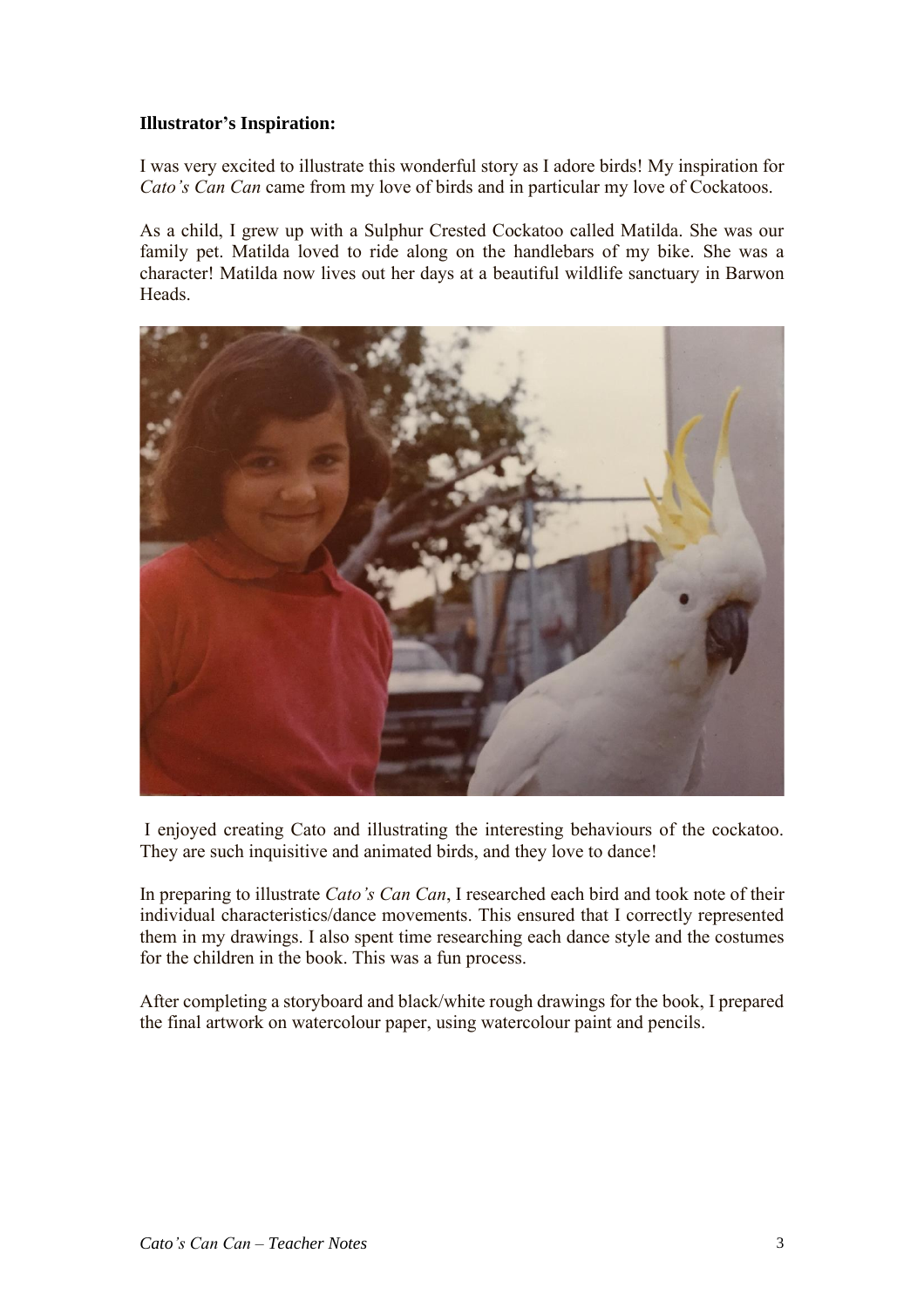**Illustrator's Inspiration:**

I was very excited to illustrate this wonderful story as I adore birds! My inspiration for *Cato's Can Can* came from my love of birds and in particular my love of Cockatoos.

As a child, I grew up with a Sulphur Crested Cockatoo called Matilda. She was our family pet. Matilda loved to ride along on the handlebars of my bike. She was a character! Matilda now lives out her days at a beautiful wildlife sanctuary in Barwon Heads.

I enjoyed creating Cato and illustrating the interesting behaviours of the cockatoo. They are such inquisitive and animated birds, and they love to dance!

In preparing to illustrate *Cato's Can Can*, I researched each bird and took note of their individual characteristics/dance movements. This ensured that I correctly represented them in my drawings. I also spent time researching each dance style and the costumes for the children in the book. This was a fun process.

After completing a storyboard and black/white rough drawings for the book, I prepared the final artwork on watercolour paper, using watercolour paint and pencils.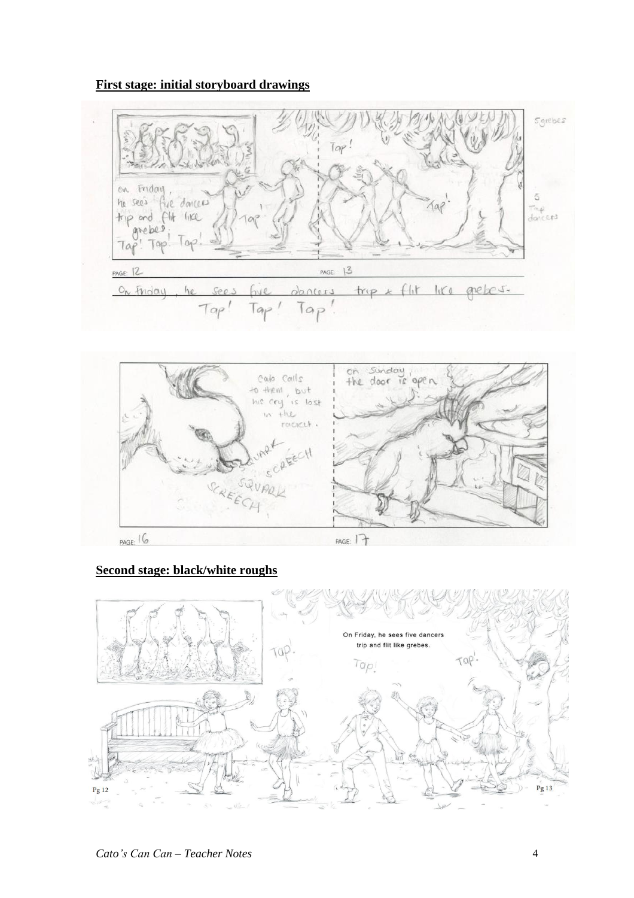**First stage: initial storyboard drawings**

**Second stage: black/white roughs**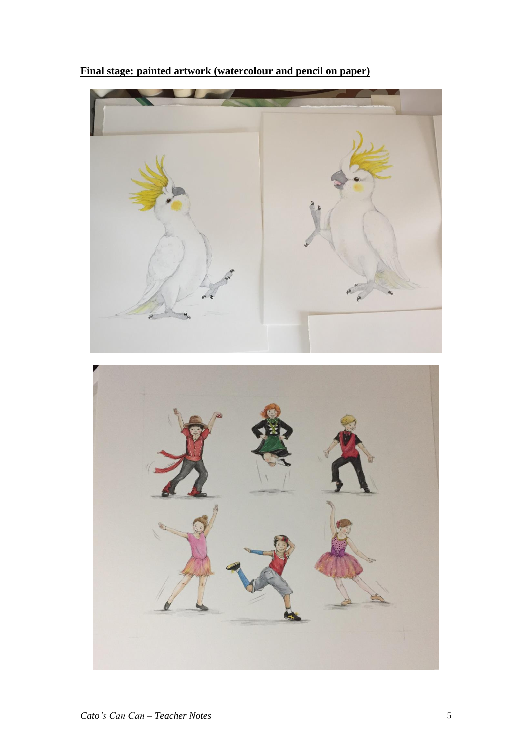**Final stage: painted artwork (watercolour and pencil on paper)**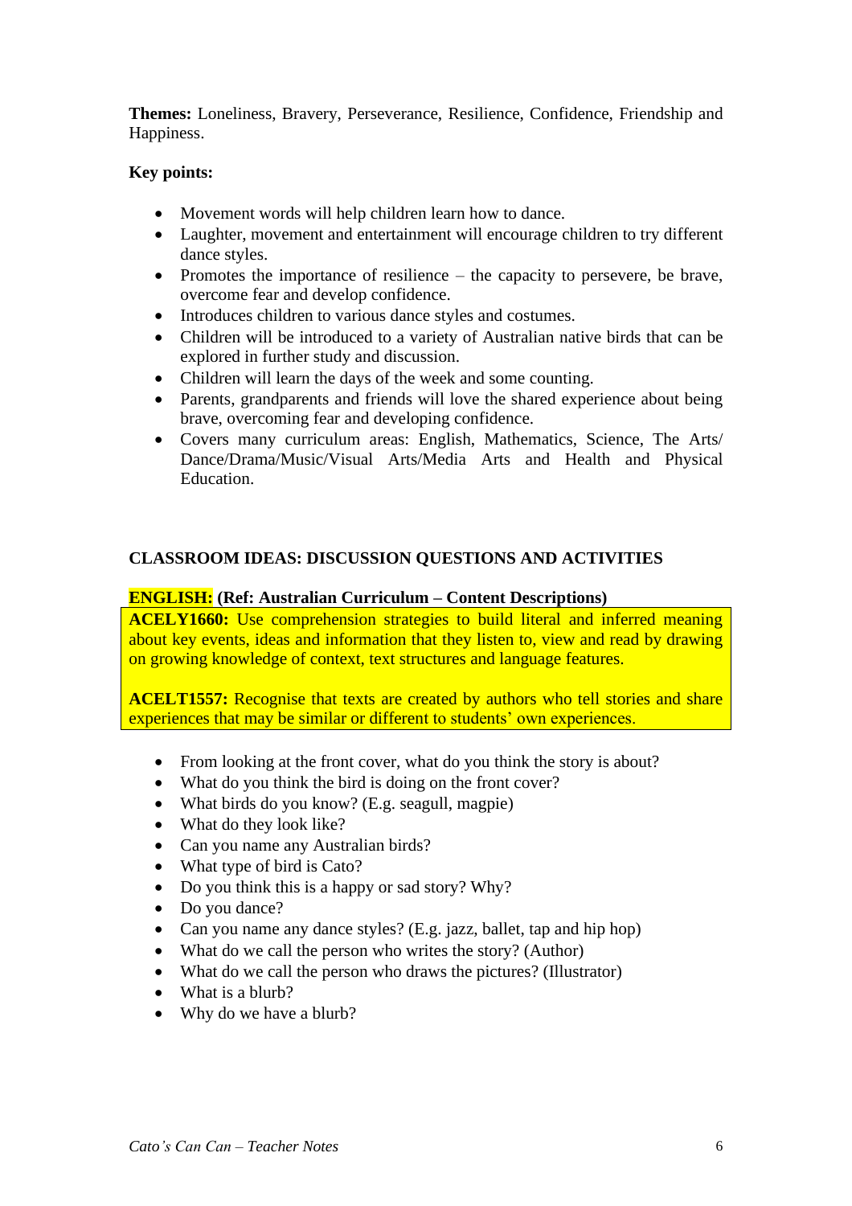**Themes:** Loneliness, Bravery, Perseverance, Resilience, Confidence, Friendship and Happiness.

**Key points:**

- Movement words will help children learn how to dance.
- Laughter, movement and entertainment will encourage children to try different dance styles.
- Promotes the importance of resilience – the capacity to persevere, be brave, overcome fear and develop confidence.
- Introduces children to various dance styles and costumes.
- Children will be introduced to a variety of Australian native birds that can be explored in further study and discussion.
- Children will learn the days of the week and some counting.
- Parents, grandparents and friends will love the shared experience about being brave, overcoming fear and developing confidence.
- Covers many curriculum areas: English, Mathematics, Science, The Arts/ Dance/Drama/Music/Visual Arts/Media Arts and Health and Physical Education.

## CLASSROOM IDEAS: DISCUSSION QUESTIONS AND ACTIVITIES

### ENGLISH: (Ref: Australian Curriculum – Content Descriptions)

**ACELY1660:** Use comprehension strategies to build literal and inferred meaning about key events, ideas and information that they listen to, view and read by drawing on growing knowledge of context, text structures and language features.

**ACELT1557:** Recognise that texts are created by authors who tell stories and share experiences that may be similar or different to students' own experiences.

- From looking at the front cover, what do you think the story is about?
- What do you think the bird is doing on the front cover?
- What birds do you know? (E.g. seagull, magpie)
- What do they look like?
- Can you name any Australian birds?
- What type of bird is Cato?
- Do you think this is a happy or sad story? Why?
- Do you dance?
- Can you name any dance styles? (E.g. jazz, ballet, tap and hip hop)
- What do we call the person who writes the story? (Author)
- What do we call the person who draws the pictures? (Illustrator)
- What is a blurb?
- Why do we have a blurb?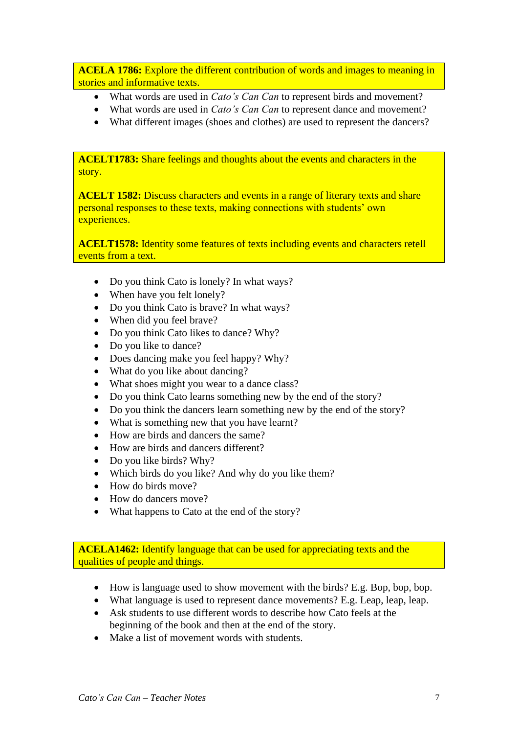**ACELA 1786:** Explore the different contribution of words and images to meaning in stories and informative texts.

- What words are used in *Cato's Can Can* to represent birds and movement?
- What words are used in *Cato's Can Can* to represent dance and movement?
- What different images (shoes and clothes) are used to represent the dancers?

**ACELT1783:** Share feelings and thoughts about the events and characters in the story.

**ACELT 1582:** Discuss characters and events in a range of literary texts and share personal responses to these texts, making connections with students' own experiences.

**ACELT1578:** Identity some features of texts including events and characters retell events from a text.

- Do you think Cato is lonely? In what ways?
- When have you felt lonely?
- Do you think Cato is brave? In what ways?
- When did you feel brave?
- Do you think Cato likes to dance? Why?
- Do you like to dance?
- Does dancing make you feel happy? Why?
- What do you like about dancing?
- What shoes might you wear to a dance class?
- Do you think Cato learns something new by the end of the story?
- Do you think the dancers learn something new by the end of the story?
- What is something new that you have learnt?
- How are birds and dancers the same?
- How are birds and dancers different?
- Do you like birds? Why?
- Which birds do you like? And why do you like them?
- How do birds move?
- How do dancers move?
- What happens to Cato at the end of the story?

**ACELA1462:** Identify language that can be used for appreciating texts and the qualities of people and things.

- How is language used to show movement with the birds? E.g. Bop, bop, bop.
- What language is used to represent dance movements? E.g. Leap, leap, leap.
- Ask students to use different words to describe how Cato feels at the beginning of the book and then at the end of the story.
- Make a list of movement words with students.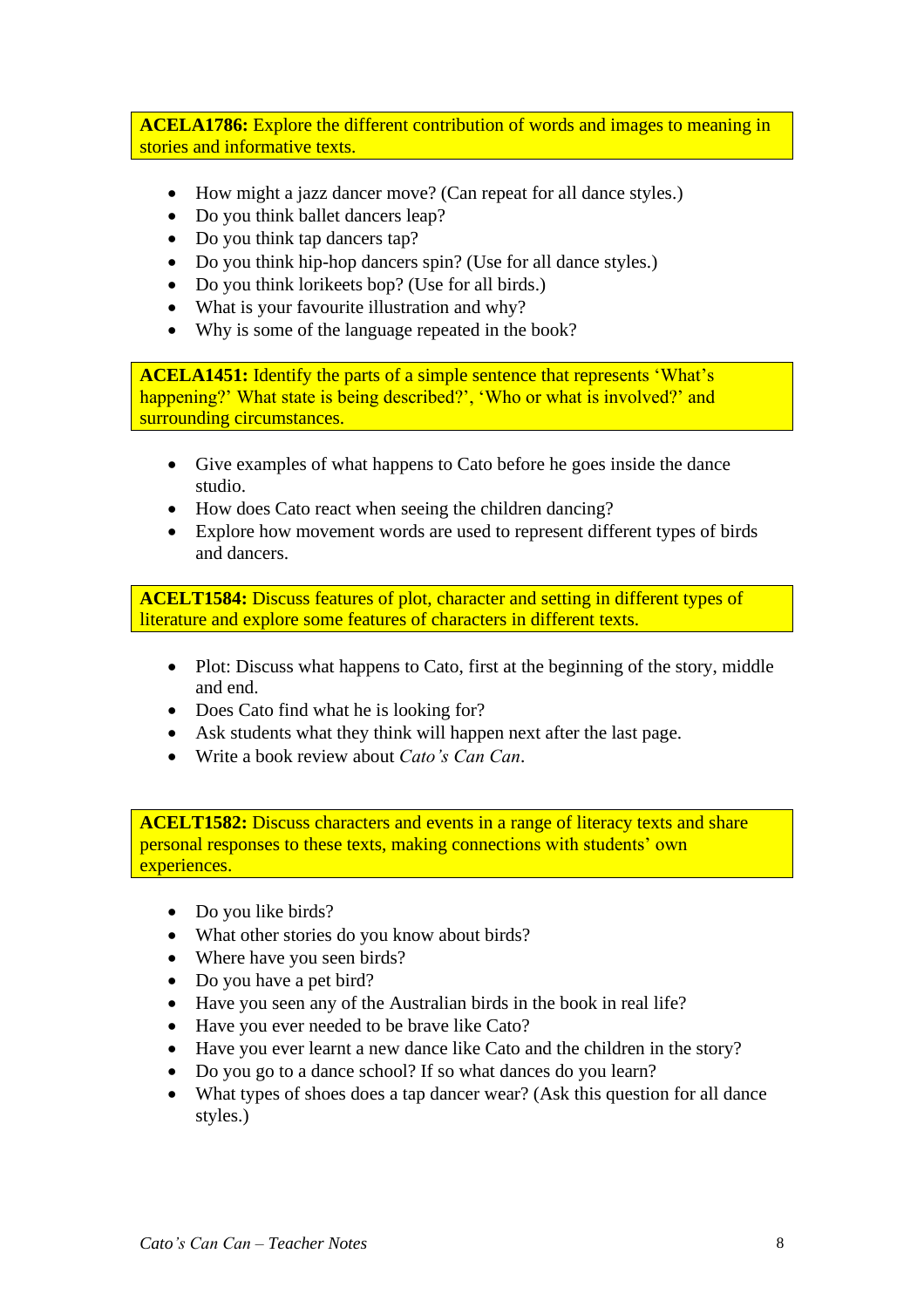**ACELA1786:** Explore the different contribution of words and images to meaning in stories and informative texts.

- How might a jazz dancer move? (Can repeat for all dance styles.)
- Do you think ballet dancers leap?
- Do you think tap dancers tap?
- Do you think hip-hop dancers spin? (Use for all dance styles.)
- Do you think lorikeets bop? (Use for all birds.)
- What is your favourite illustration and why?
- Why is some of the language repeated in the book?

**ACELA1451:** Identify the parts of a simple sentence that represents 'What's happening?' What state is being described?', 'Who or what is involved?' and surrounding circumstances.

- Give examples of what happens to Cato before he goes inside the dance studio.
- How does Cato react when seeing the children dancing?
- Explore how movement words are used to represent different types of birds and dancers.

**ACELT1584:** Discuss features of plot, character and setting in different types of literature and explore some features of characters in different texts.

- Plot: Discuss what happens to Cato, first at the beginning of the story, middle and end.
- Does Cato find what he is looking for?
- Ask students what they think will happen next after the last page.
- Write a book review about *Cato's Can Can*.

**ACELT1582:** Discuss characters and events in a range of literacy texts and share personal responses to these texts, making connections with students' own experiences.

- Do you like birds?
- What other stories do you know about birds?
- Where have you seen birds?
- Do you have a pet bird?
- Have you seen any of the Australian birds in the book in real life?
- Have you ever needed to be brave like Cato?
- Have you ever learnt a new dance like Cato and the children in the story?
- Do you go to a dance school? If so what dances do you learn?
- What types of shoes does a tap dancer wear? (Ask this question for all dance styles.)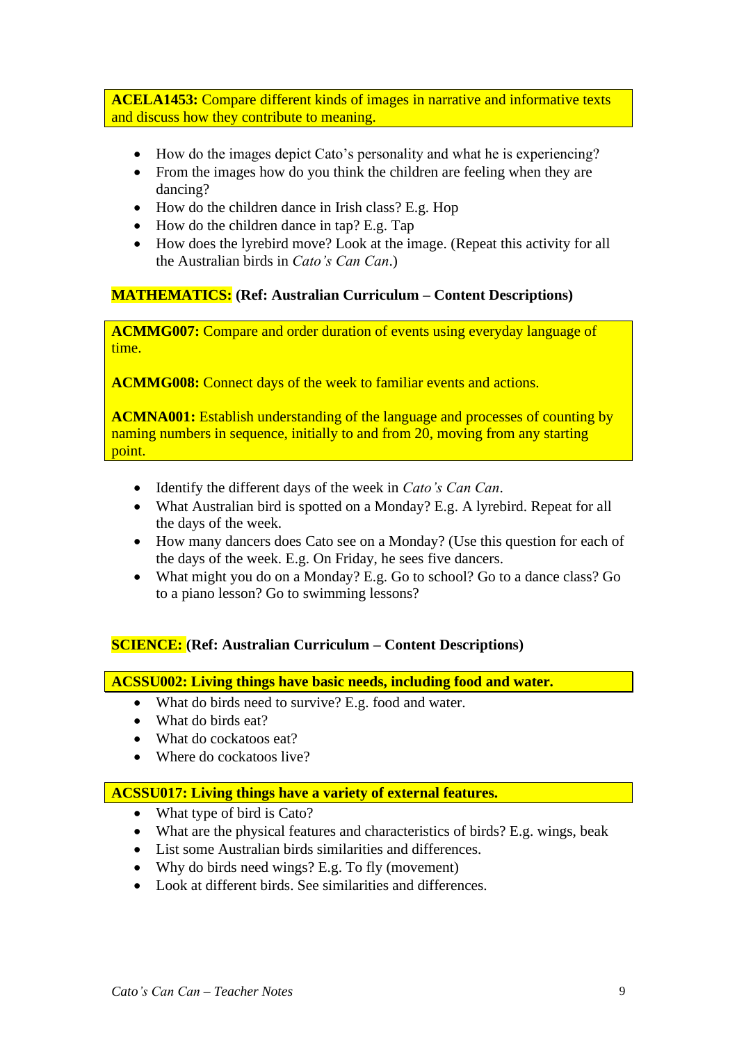**ACELA1453:** Compare different kinds of images in narrative and informative texts and discuss how they contribute to meaning.

- How do the images depict Cato's personality and what he is experiencing?
- From the images how do you think the children are feeling when they are dancing?
- How do the children dance in Irish class? E.g. Hop
- How do the children dance in tap? E.g. Tap
- How does the lyrebird move? Look at the image. (Repeat this activity for all the Australian birds in *Cato's Can Can*.)

**MATHEMATICS: (Ref: Australian Curriculum – Content Descriptions)**

**ACMMG007:** Compare and order duration of events using everyday language of time.

**ACMMG008:** Connect days of the week to familiar events and actions.

**ACMNA001:** Establish understanding of the language and processes of counting by naming numbers in sequence, initially to and from 20, moving from any starting point.

- Identify the different days of the week in *Cato's Can Can*.
- What Australian bird is spotted on a Monday? E.g. A lyrebird. Repeat for all the days of the week.
- How many dancers does Cato see on a Monday? (Use this question for each of the days of the week. E.g. On Friday, he sees five dancers.
- What might you do on a Monday? E.g. Go to school? Go to a dance class? Go to a piano lesson? Go to swimming lessons?

**SCIENCE: (Ref: Australian Curriculum – Content Descriptions)**

**ACSSU002: Living things have basic needs, including food and water.**

- What do birds need to survive? E.g. food and water.
- What do birds eat?
- What do cockatoos eat?
- Where do cockatoos live?

**ACSSU017: Living things have a variety of external features.**

- What type of bird is Cato?
- What are the physical features and characteristics of birds? E.g. wings, beak
- List some Australian birds similarities and differences.
- Why do birds need wings? E.g. To fly (movement)
- Look at different birds. See similarities and differences.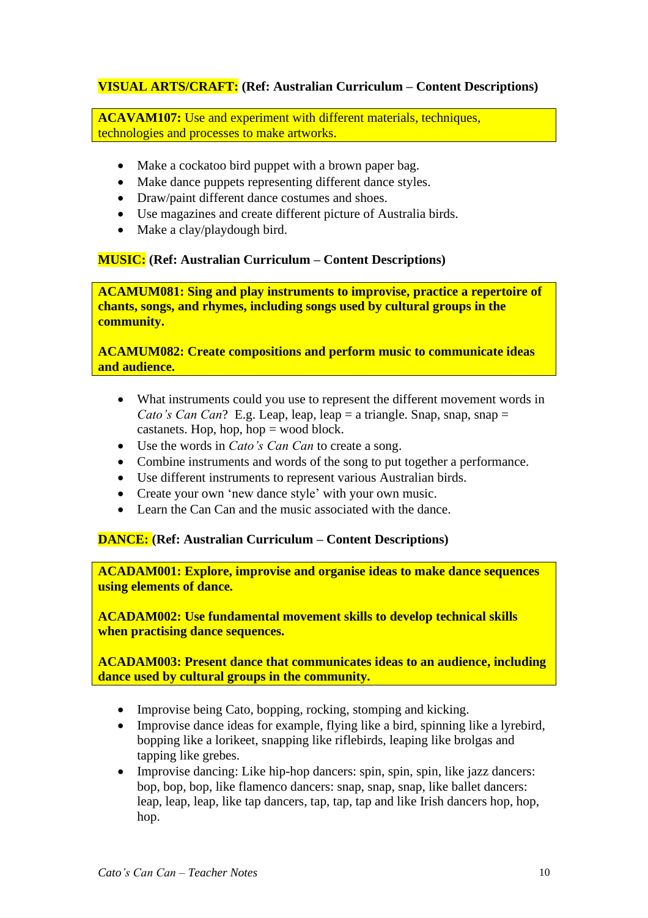**VISUAL ARTS/CRAFT:** **(Ref: Australian Curriculum – Content Descriptions)**

**ACAVAM107:** Use and experiment with different materials, techniques, technologies and processes to make artworks.

- Make a cockatoo bird puppet with a brown paper bag.
- Make dance puppets representing different dance styles.
- Draw/paint different dance costumes and shoes.
- Use magazines and create different picture of Australia birds.
- Make a clay/playdough bird.

**MUSIC:** **(Ref: Australian Curriculum – Content Descriptions)**

**ACAMUM081: Sing and play instruments to improvise, practice a repertoire of chants, songs, and rhymes, including songs used by cultural groups in the community.**

**ACAMUM082: Create compositions and perform music to communicate ideas and audience.**

- What instruments could you use to represent the different movement words in *Cato's Can Can*? E.g. Leap, leap, leap = a triangle. Snap, snap, snap = castanets. Hop, hop, hop = wood block.
- Use the words in *Cato's Can Can* to create a song.
- Combine instruments and words of the song to put together a performance.
- Use different instruments to represent various Australian birds.
- Create your own 'new dance style' with your own music.
- Learn the Can Can and the music associated with the dance.

**DANCE:** **(Ref: Australian Curriculum – Content Descriptions)**

**ACADAM001: Explore, improvise and organise ideas to make dance sequences using elements of dance.**

**ACADAM002: Use fundamental movement skills to develop technical skills when practising dance sequences.**

**ACADAM003: Present dance that communicates ideas to an audience, including dance used by cultural groups in the community.**

- Improvise being Cato, bopping, rocking, stomping and kicking.
- Improvise dance ideas for example, flying like a bird, spinning like a lyrebird, bopping like a lorikeet, snapping like riflebirds, leaping like brolgas and tapping like grebes.
- Improvise dancing: Like hip-hop dancers: spin, spin, spin, like jazz dancers: bop, bop, bop, like flamenco dancers: snap, snap, snap, like ballet dancers: leap, leap, leap, like tap dancers, tap, tap, tap and like Irish dancers hop, hop, hop.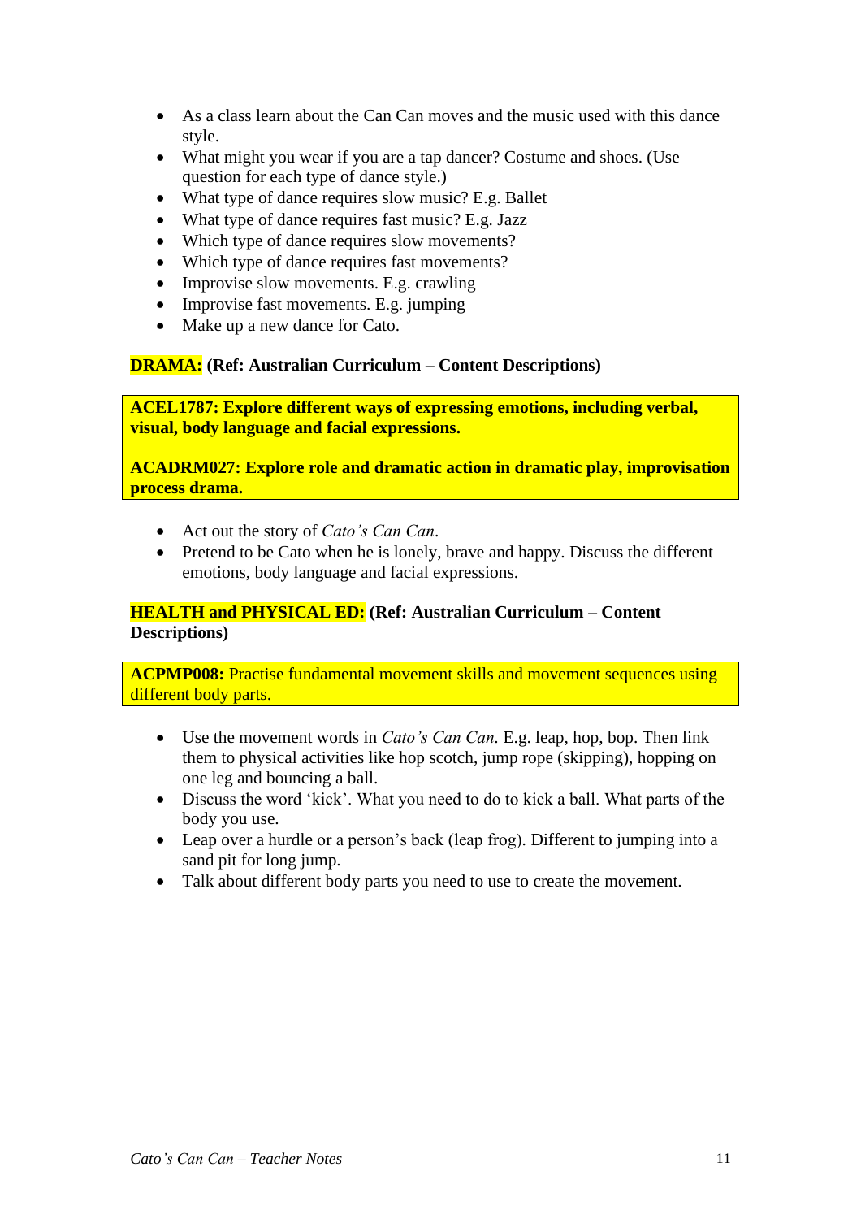- As a class learn about the Can Can moves and the music used with this dance style.
- What might you wear if you are a tap dancer? Costume and shoes. (Use question for each type of dance style.)
- What type of dance requires slow music? E.g. Ballet
- What type of dance requires fast music? E.g. Jazz
- Which type of dance requires slow movements?
- Which type of dance requires fast movements?
- Improvise slow movements. E.g. crawling
- Improvise fast movements. E.g. jumping
- Make up a new dance for Cato.

**DRAMA: (Ref: Australian Curriculum – Content Descriptions)**

**ACEL1787: Explore different ways of expressing emotions, including verbal, visual, body language and facial expressions.**

**ACADRM027: Explore role and dramatic action in dramatic play, improvisation process drama.**

- Act out the story of *Cato's Can Can*.
- Pretend to be Cato when he is lonely, brave and happy. Discuss the different emotions, body language and facial expressions.

**HEALTH and PHYSICAL ED: (Ref: Australian Curriculum – Content Descriptions)**

**ACPMP008:** Practise fundamental movement skills and movement sequences using different body parts.

- Use the movement words in *Cato's Can Can*. E.g. leap, hop, bop. Then link them to physical activities like hop scotch, jump rope (skipping), hopping on one leg and bouncing a ball.
- Discuss the word 'kick'. What you need to do to kick a ball. What parts of the body you use.
- Leap over a hurdle or a person's back (leap frog). Different to jumping into a sand pit for long jump.
- Talk about different body parts you need to use to create the movement.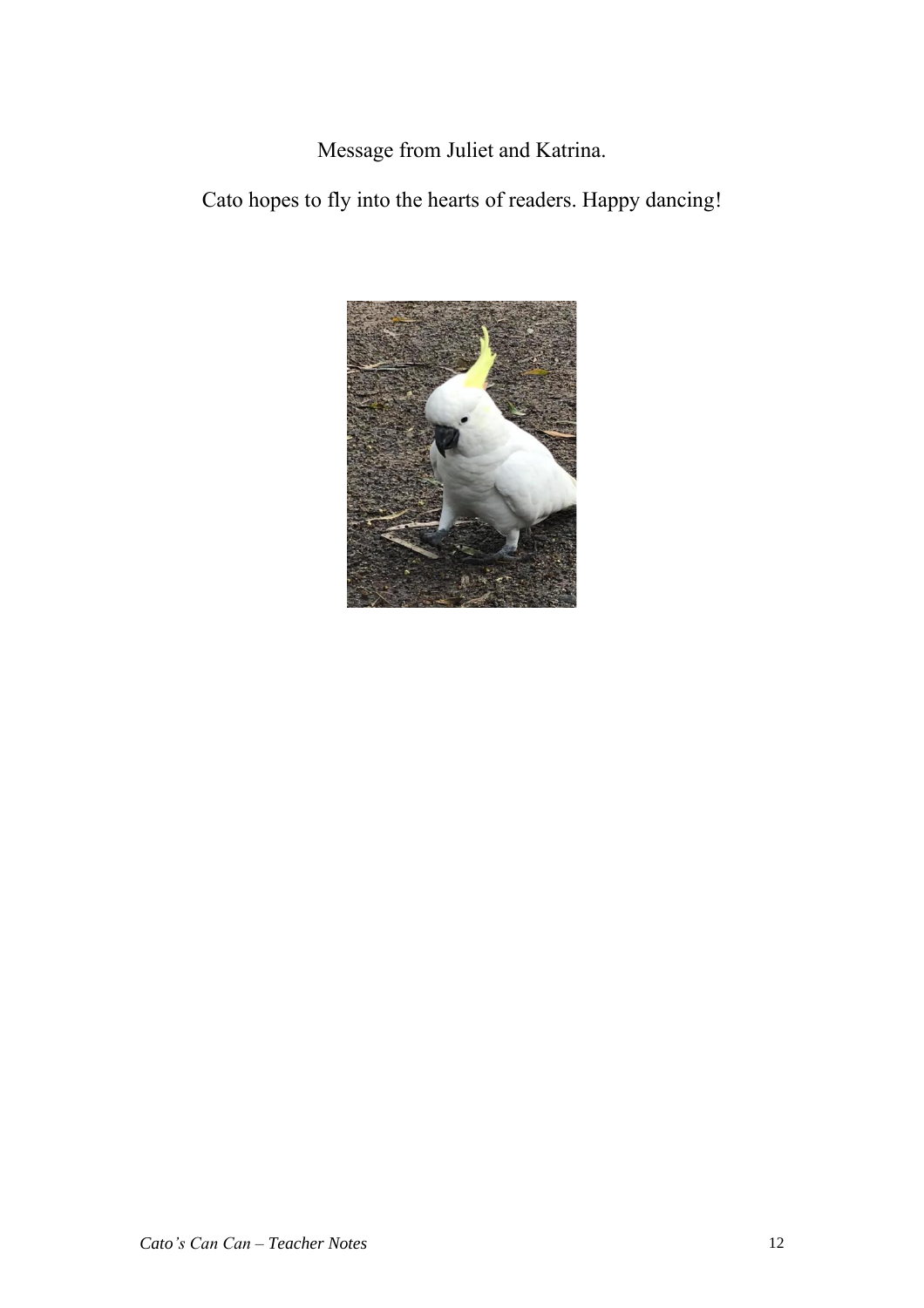Message from Juliet and Katrina.

Cato hopes to fly into the hearts of readers. Happy dancing!